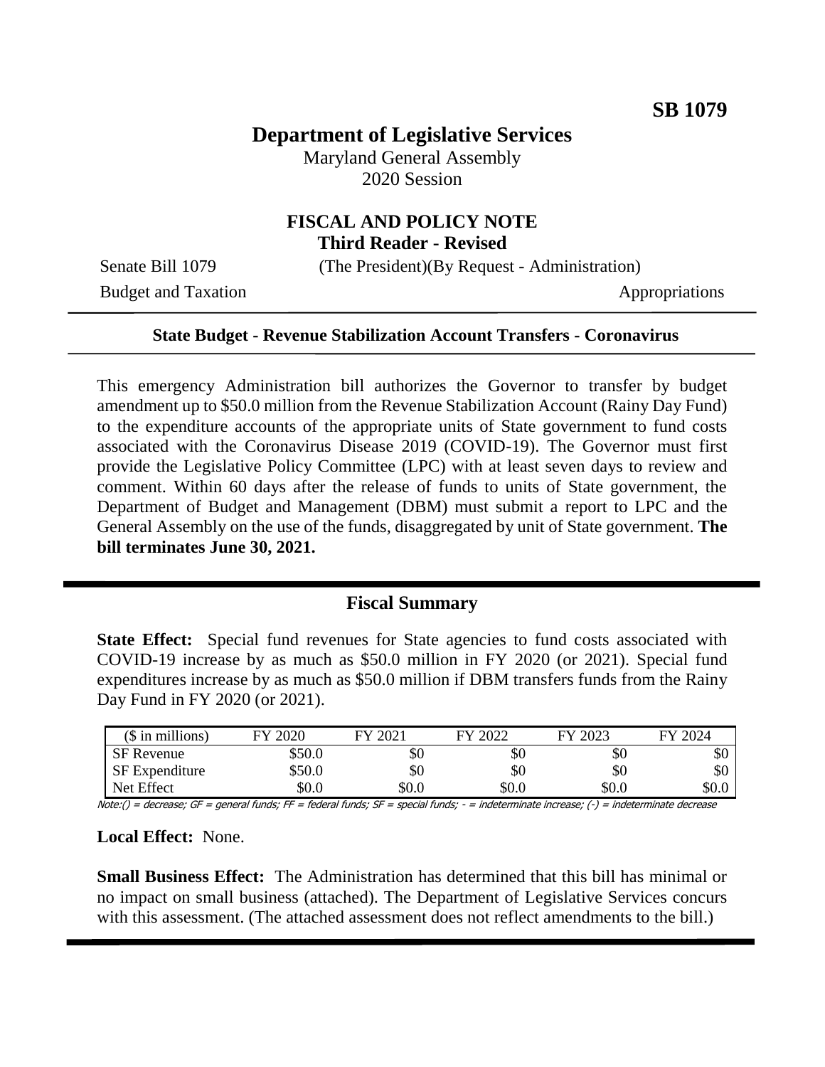**SB 1079**

# Department of Legislative Services

Maryland General Assembly
2020 Session

## FISCAL AND POLICY NOTE
**Third Reader - Revised**

Senate Bill 1079 (The President)(By Request - Administration)

Budget and Taxation Appropriations

---

**State Budget - Revenue Stabilization Account Transfers - Coronavirus**

---

This emergency Administration bill authorizes the Governor to transfer by budget amendment up to $50.0 million from the Revenue Stabilization Account (Rainy Day Fund) to the expenditure accounts of the appropriate units of State government to fund costs associated with the Coronavirus Disease 2019 (COVID-19). The Governor must first provide the Legislative Policy Committee (LPC) with at least seven days to review and comment. Within 60 days after the release of funds to units of State government, the Department of Budget and Management (DBM) must submit a report to LPC and the General Assembly on the use of the funds, disaggregated by unit of State government. **The bill terminates June 30, 2021.**

---

## Fiscal Summary

**State Effect:** Special fund revenues for State agencies to fund costs associated with COVID-19 increase by as much as $50.0 million in FY 2020 (or 2021). Special fund expenditures increase by as much as $50.0 million if DBM transfers funds from the Rainy Day Fund in FY 2020 (or 2021).

| ($ in millions) | FY 2020 | FY 2021 | FY 2022 | FY 2023 | FY 2024 |
|---|---|---|---|---|---|
| SF Revenue | $50.0 | $0 | $0 | $0 | $0 |
| SF Expenditure | $50.0 | $0 | $0 | $0 | $0 |
| Net Effect | $0.0 | $0.0 | $0.0 | $0.0 | $0.0 |

Note:() = decrease; GF = general funds; FF = federal funds; SF = special funds; - = indeterminate increase; (-) = indeterminate decrease

**Local Effect:** None.

**Small Business Effect:** The Administration has determined that this bill has minimal or no impact on small business (attached). The Department of Legislative Services concurs with this assessment. (The attached assessment does not reflect amendments to the bill.)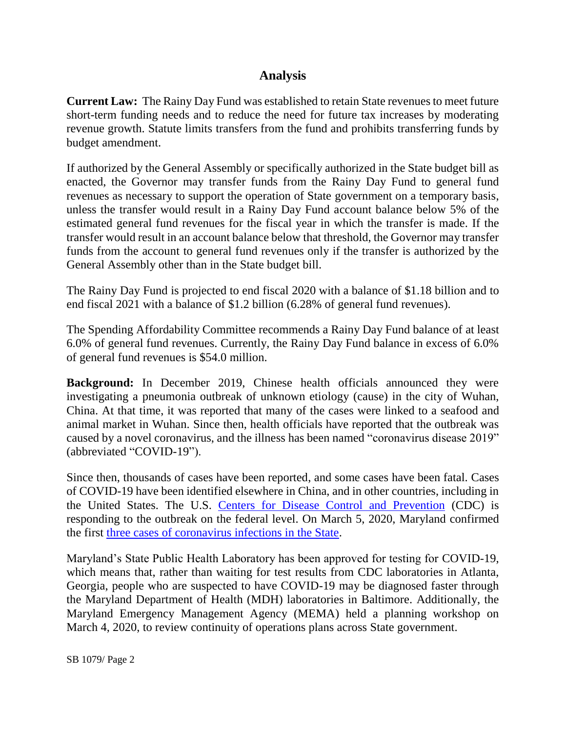## Analysis

**Current Law:** The Rainy Day Fund was established to retain State revenues to meet future short-term funding needs and to reduce the need for future tax increases by moderating revenue growth. Statute limits transfers from the fund and prohibits transferring funds by budget amendment.

If authorized by the General Assembly or specifically authorized in the State budget bill as enacted, the Governor may transfer funds from the Rainy Day Fund to general fund revenues as necessary to support the operation of State government on a temporary basis, unless the transfer would result in a Rainy Day Fund account balance below 5% of the estimated general fund revenues for the fiscal year in which the transfer is made. If the transfer would result in an account balance below that threshold, the Governor may transfer funds from the account to general fund revenues only if the transfer is authorized by the General Assembly other than in the State budget bill.

The Rainy Day Fund is projected to end fiscal 2020 with a balance of $1.18 billion and to end fiscal 2021 with a balance of $1.2 billion (6.28% of general fund revenues).

The Spending Affordability Committee recommends a Rainy Day Fund balance of at least 6.0% of general fund revenues. Currently, the Rainy Day Fund balance in excess of 6.0% of general fund revenues is $54.0 million.

**Background:** In December 2019, Chinese health officials announced they were investigating a pneumonia outbreak of unknown etiology (cause) in the city of Wuhan, China. At that time, it was reported that many of the cases were linked to a seafood and animal market in Wuhan. Since then, health officials have reported that the outbreak was caused by a novel coronavirus, and the illness has been named "coronavirus disease 2019" (abbreviated "COVID-19").

Since then, thousands of cases have been reported, and some cases have been fatal. Cases of COVID-19 have been identified elsewhere in China, and in other countries, including in the United States. The U.S. Centers for Disease Control and Prevention (CDC) is responding to the outbreak on the federal level. On March 5, 2020, Maryland confirmed the first three cases of coronavirus infections in the State.

Maryland's State Public Health Laboratory has been approved for testing for COVID-19, which means that, rather than waiting for test results from CDC laboratories in Atlanta, Georgia, people who are suspected to have COVID-19 may be diagnosed faster through the Maryland Department of Health (MDH) laboratories in Baltimore. Additionally, the Maryland Emergency Management Agency (MEMA) held a planning workshop on March 4, 2020, to review continuity of operations plans across State government.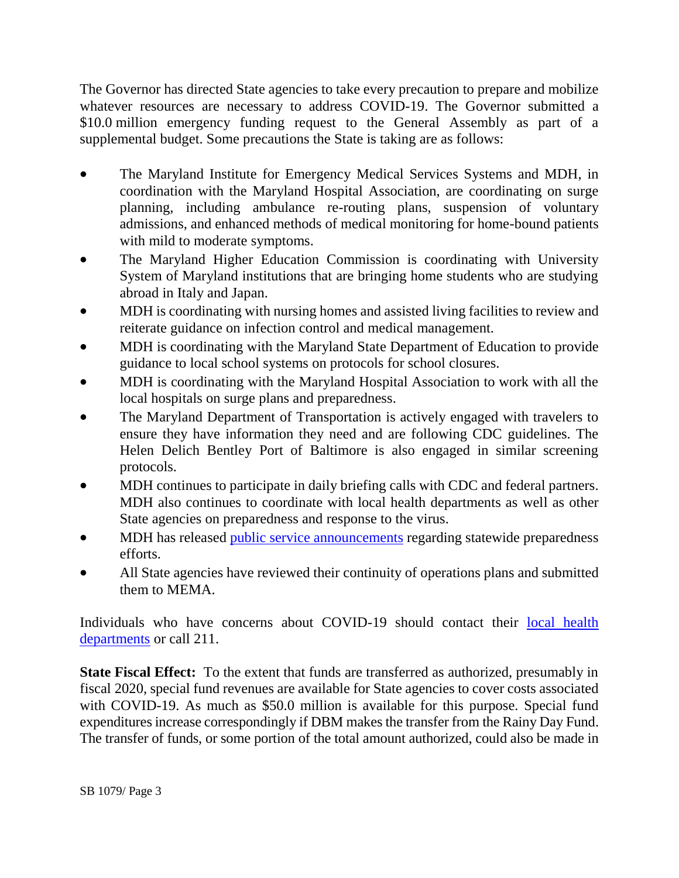The Governor has directed State agencies to take every precaution to prepare and mobilize whatever resources are necessary to address COVID-19. The Governor submitted a $10.0 million emergency funding request to the General Assembly as part of a supplemental budget. Some precautions the State is taking are as follows:

- The Maryland Institute for Emergency Medical Services Systems and MDH, in coordination with the Maryland Hospital Association, are coordinating on surge planning, including ambulance re-routing plans, suspension of voluntary admissions, and enhanced methods of medical monitoring for home-bound patients with mild to moderate symptoms.
- The Maryland Higher Education Commission is coordinating with University System of Maryland institutions that are bringing home students who are studying abroad in Italy and Japan.
- MDH is coordinating with nursing homes and assisted living facilities to review and reiterate guidance on infection control and medical management.
- MDH is coordinating with the Maryland State Department of Education to provide guidance to local school systems on protocols for school closures.
- MDH is coordinating with the Maryland Hospital Association to work with all the local hospitals on surge plans and preparedness.
- The Maryland Department of Transportation is actively engaged with travelers to ensure they have information they need and are following CDC guidelines. The Helen Delich Bentley Port of Baltimore is also engaged in similar screening protocols.
- MDH continues to participate in daily briefing calls with CDC and federal partners. MDH also continues to coordinate with local health departments as well as other State agencies on preparedness and response to the virus.
- MDH has released public service announcements regarding statewide preparedness efforts.
- All State agencies have reviewed their continuity of operations plans and submitted them to MEMA.

Individuals who have concerns about COVID-19 should contact their local health departments or call 211.

**State Fiscal Effect:** To the extent that funds are transferred as authorized, presumably in fiscal 2020, special fund revenues are available for State agencies to cover costs associated with COVID-19. As much as $50.0 million is available for this purpose. Special fund expenditures increase correspondingly if DBM makes the transfer from the Rainy Day Fund. The transfer of funds, or some portion of the total amount authorized, could also be made in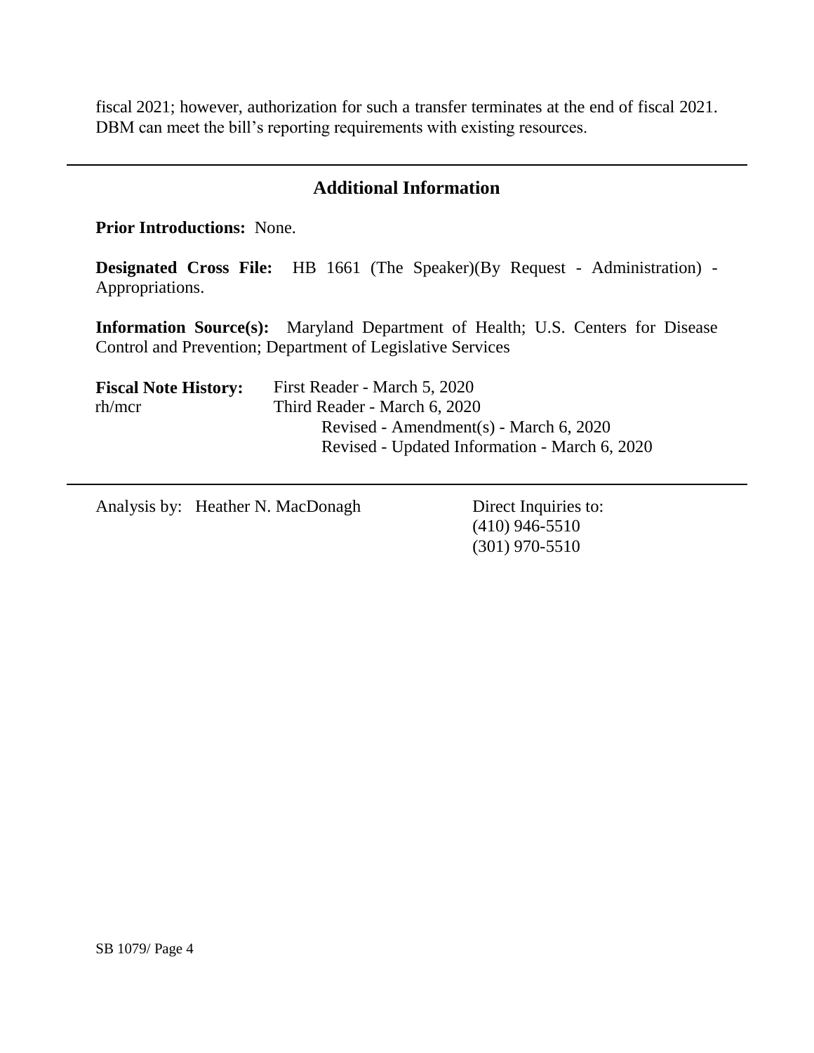fiscal 2021; however, authorization for such a transfer terminates at the end of fiscal 2021. DBM can meet the bill's reporting requirements with existing resources.

## Additional Information

**Prior Introductions:** None.

**Designated Cross File:** HB 1661 (The Speaker)(By Request - Administration) - Appropriations.

**Information Source(s):** Maryland Department of Health; U.S. Centers for Disease Control and Prevention; Department of Legislative Services

**Fiscal Note History:** First Reader - March 5, 2020
rh/mcr Third Reader - March 6, 2020
Revised - Amendment(s) - March 6, 2020
Revised - Updated Information - March 6, 2020

Analysis by: Heather N. MacDonagh

Direct Inquiries to:
(410) 946-5510
(301) 970-5510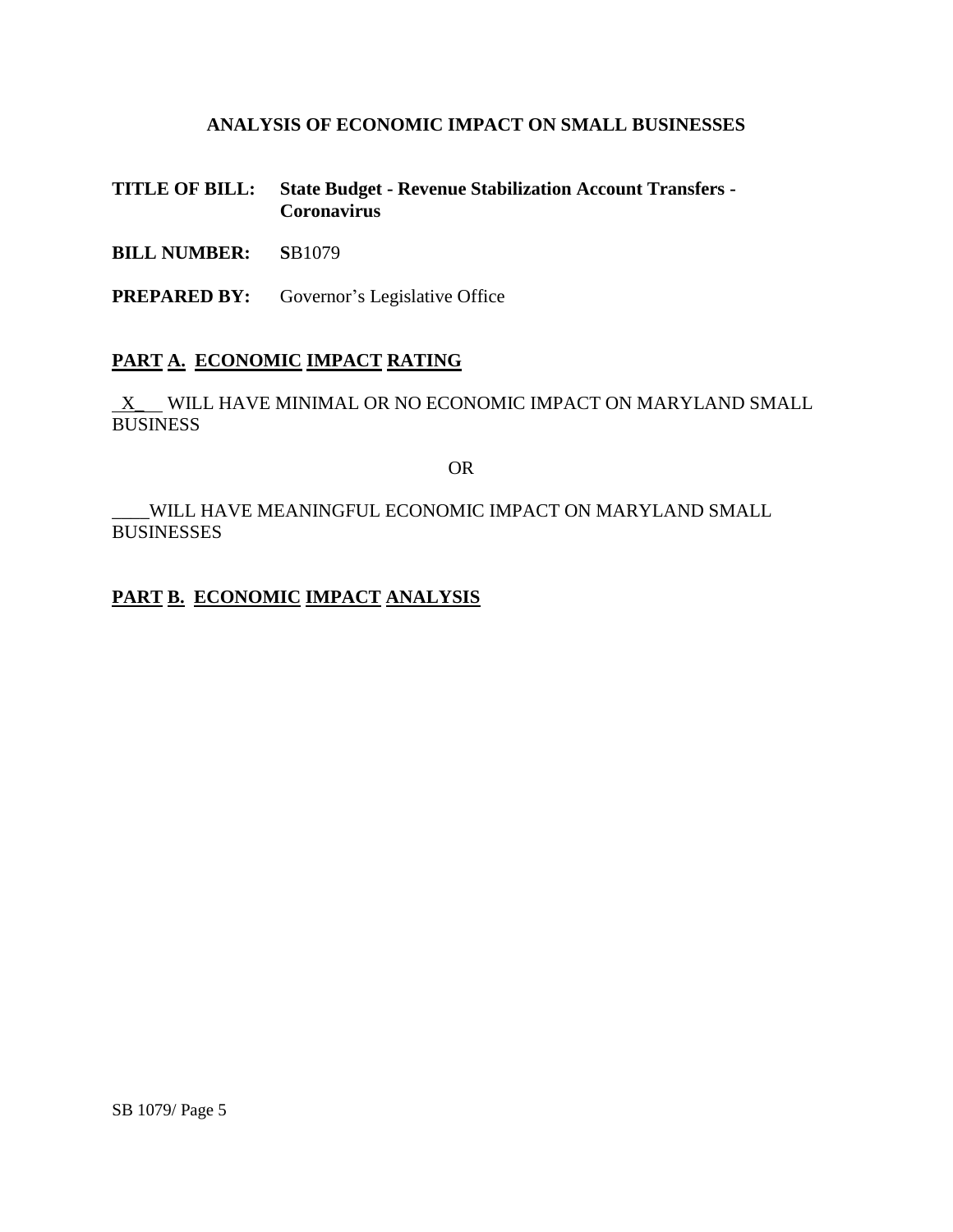**ANALYSIS OF ECONOMIC IMPACT ON SMALL BUSINESSES**

**TITLE OF BILL:** **State Budget - Revenue Stabilization Account Transfers - Coronavirus**

**BILL NUMBER:** **S**B1079

**PREPARED BY:** Governor's Legislative Office

## PART A. ECONOMIC IMPACT RATING

_X_ WILL HAVE MINIMAL OR NO ECONOMIC IMPACT ON MARYLAND SMALL BUSINESS

OR

____WILL HAVE MEANINGFUL ECONOMIC IMPACT ON MARYLAND SMALL BUSINESSES

## PART B. ECONOMIC IMPACT ANALYSIS